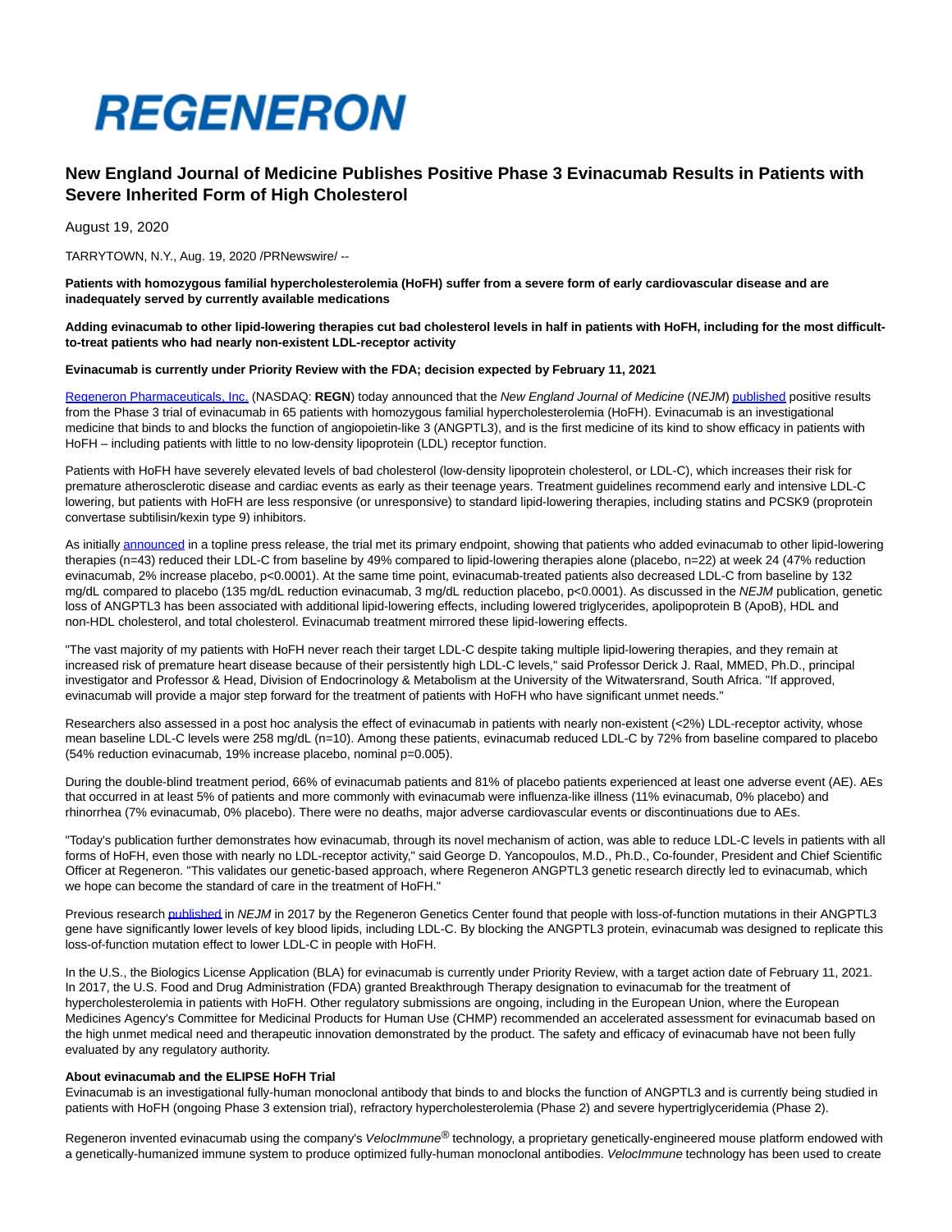# REGENERON

## New England Journal of Medicine Publishes Positive Phase 3 Evinacumab Results in Patients with Severe Inherited Form of High Cholesterol

August 19, 2020

TARRYTOWN, N.Y., Aug. 19, 2020 /PRNewswire/ --

**Patients with homozygous familial hypercholesterolemia (HoFH) suffer from a severe form of early cardiovascular disease and are inadequately served by currently available medications**

**Adding evinacumab to other lipid-lowering therapies cut bad cholesterol levels in half in patients with HoFH, including for the most difficult-to-treat patients who had nearly non-existent LDL-receptor activity**

**Evinacumab is currently under Priority Review with the FDA; decision expected by February 11, 2021**

Regeneron Pharmaceuticals, Inc. (NASDAQ: **REGN**) today announced that the *New England Journal of Medicine* (*NEJM*) published positive results from the Phase 3 trial of evinacumab in 65 patients with homozygous familial hypercholesterolemia (HoFH). Evinacumab is an investigational medicine that binds to and blocks the function of angiopoietin-like 3 (ANGPTL3), and is the first medicine of its kind to show efficacy in patients with HoFH – including patients with little to no low-density lipoprotein (LDL) receptor function.

Patients with HoFH have severely elevated levels of bad cholesterol (low-density lipoprotein cholesterol, or LDL-C), which increases their risk for premature atherosclerotic disease and cardiac events as early as their teenage years. Treatment guidelines recommend early and intensive LDL-C lowering, but patients with HoFH are less responsive (or unresponsive) to standard lipid-lowering therapies, including statins and PCSK9 (proprotein convertase subtilisin/kexin type 9) inhibitors.

As initially announced in a topline press release, the trial met its primary endpoint, showing that patients who added evinacumab to other lipid-lowering therapies (n=43) reduced their LDL-C from baseline by 49% compared to lipid-lowering therapies alone (placebo, n=22) at week 24 (47% reduction evinacumab, 2% increase placebo, p<0.0001). At the same time point, evinacumab-treated patients also decreased LDL-C from baseline by 132 mg/dL compared to placebo (135 mg/dL reduction evinacumab, 3 mg/dL reduction placebo, p<0.0001). As discussed in the *NEJM* publication, genetic loss of ANGPTL3 has been associated with additional lipid-lowering effects, including lowered triglycerides, apolipoprotein B (ApoB), HDL and non-HDL cholesterol, and total cholesterol. Evinacumab treatment mirrored these lipid-lowering effects.

"The vast majority of my patients with HoFH never reach their target LDL-C despite taking multiple lipid-lowering therapies, and they remain at increased risk of premature heart disease because of their persistently high LDL-C levels," said Professor Derick J. Raal, MMED, Ph.D., principal investigator and Professor & Head, Division of Endocrinology & Metabolism at the University of the Witwatersrand, South Africa. "If approved, evinacumab will provide a major step forward for the treatment of patients with HoFH who have significant unmet needs."

Researchers also assessed in a post hoc analysis the effect of evinacumab in patients with nearly non-existent (<2%) LDL-receptor activity, whose mean baseline LDL-C levels were 258 mg/dL (n=10). Among these patients, evinacumab reduced LDL-C by 72% from baseline compared to placebo (54% reduction evinacumab, 19% increase placebo, nominal p=0.005).

During the double-blind treatment period, 66% of evinacumab patients and 81% of placebo patients experienced at least one adverse event (AE). AEs that occurred in at least 5% of patients and more commonly with evinacumab were influenza-like illness (11% evinacumab, 0% placebo) and rhinorrhea (7% evinacumab, 0% placebo). There were no deaths, major adverse cardiovascular events or discontinuations due to AEs.

"Today's publication further demonstrates how evinacumab, through its novel mechanism of action, was able to reduce LDL-C levels in patients with all forms of HoFH, even those with nearly no LDL-receptor activity," said George D. Yancopoulos, M.D., Ph.D., Co-founder, President and Chief Scientific Officer at Regeneron. "This validates our genetic-based approach, where Regeneron ANGPTL3 genetic research directly led to evinacumab, which we hope can become the standard of care in the treatment of HoFH."

Previous research published in *NEJM* in 2017 by the Regeneron Genetics Center found that people with loss-of-function mutations in their ANGPTL3 gene have significantly lower levels of key blood lipids, including LDL-C. By blocking the ANGPTL3 protein, evinacumab was designed to replicate this loss-of-function mutation effect to lower LDL-C in people with HoFH.

In the U.S., the Biologics License Application (BLA) for evinacumab is currently under Priority Review, with a target action date of February 11, 2021. In 2017, the U.S. Food and Drug Administration (FDA) granted Breakthrough Therapy designation to evinacumab for the treatment of hypercholesterolemia in patients with HoFH. Other regulatory submissions are ongoing, including in the European Union, where the European Medicines Agency's Committee for Medicinal Products for Human Use (CHMP) recommended an accelerated assessment for evinacumab based on the high unmet medical need and therapeutic innovation demonstrated by the product. The safety and efficacy of evinacumab have not been fully evaluated by any regulatory authority.

**About evinacumab and the ELIPSE HoFH Trial**

Evinacumab is an investigational fully-human monoclonal antibody that binds to and blocks the function of ANGPTL3 and is currently being studied in patients with HoFH (ongoing Phase 3 extension trial), refractory hypercholesterolemia (Phase 2) and severe hypertriglyceridemia (Phase 2).

Regeneron invented evinacumab using the company's *VelocImmune*® technology, a proprietary genetically-engineered mouse platform endowed with a genetically-humanized immune system to produce optimized fully-human monoclonal antibodies. *VelocImmune* technology has been used to create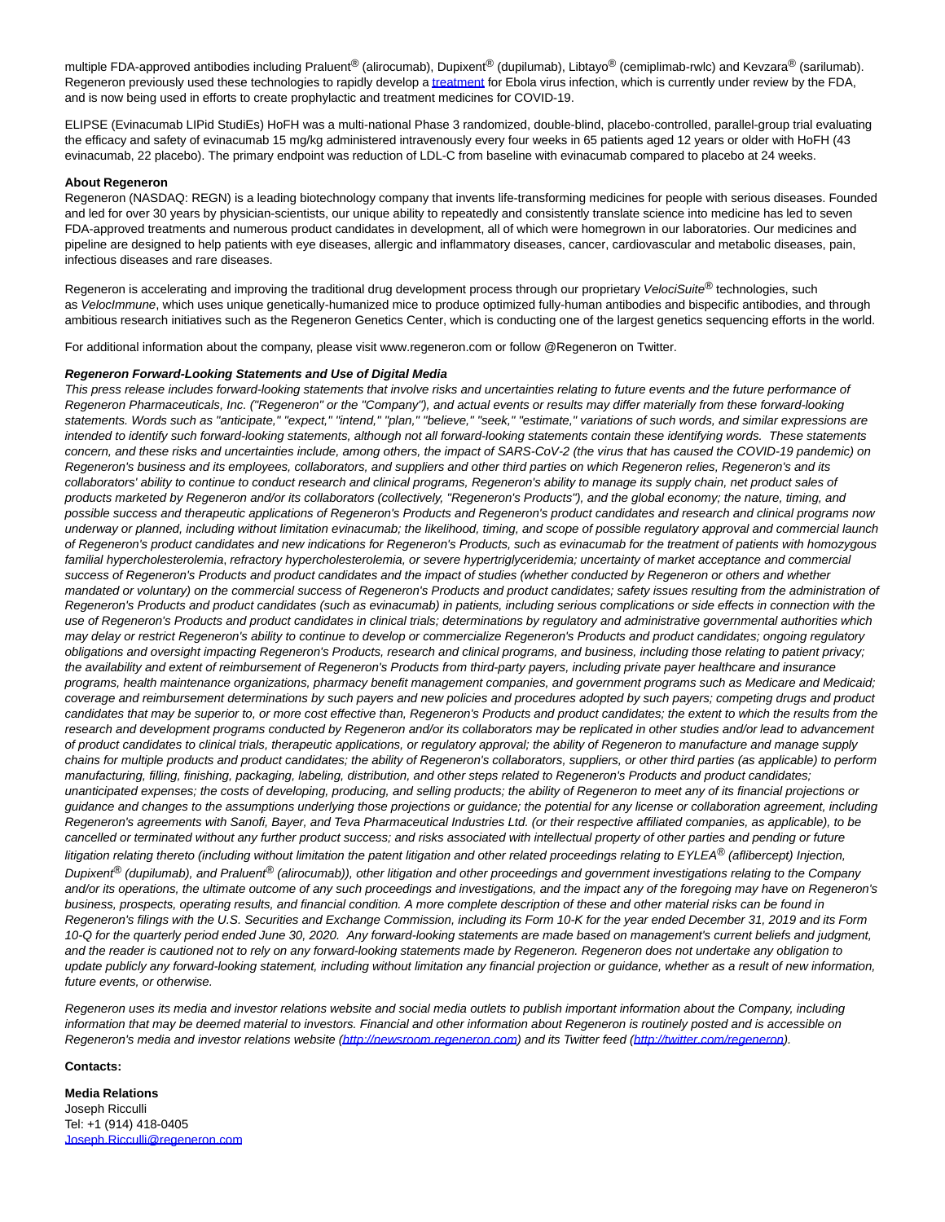multiple FDA-approved antibodies including Praluent® (alirocumab), Dupixent® (dupilumab), Libtayo® (cemiplimab-rwlc) and Kevzara® (sarilumab). Regeneron previously used these technologies to rapidly develop a [treatment](treatment) for Ebola virus infection, which is currently under review by the FDA, and is now being used in efforts to create prophylactic and treatment medicines for COVID-19.

ELIPSE (Evinacumab LIPid StudiEs) HoFH was a multi-national Phase 3 randomized, double-blind, placebo-controlled, parallel-group trial evaluating the efficacy and safety of evinacumab 15 mg/kg administered intravenously every four weeks in 65 patients aged 12 years or older with HoFH (43 evinacumab, 22 placebo). The primary endpoint was reduction of LDL-C from baseline with evinacumab compared to placebo at 24 weeks.

**About Regeneron**

Regeneron (NASDAQ: REGN) is a leading biotechnology company that invents life-transforming medicines for people with serious diseases. Founded and led for over 30 years by physician-scientists, our unique ability to repeatedly and consistently translate science into medicine has led to seven FDA-approved treatments and numerous product candidates in development, all of which were homegrown in our laboratories. Our medicines and pipeline are designed to help patients with eye diseases, allergic and inflammatory diseases, cancer, cardiovascular and metabolic diseases, pain, infectious diseases and rare diseases.

Regeneron is accelerating and improving the traditional drug development process through our proprietary *VelociSuite*® technologies, such as *VelocImmune*, which uses unique genetically-humanized mice to produce optimized fully-human antibodies and bispecific antibodies, and through ambitious research initiatives such as the Regeneron Genetics Center, which is conducting one of the largest genetics sequencing efforts in the world.

For additional information about the company, please visit www.regeneron.com or follow @Regeneron on Twitter.

***Regeneron Forward-Looking Statements and Use of Digital Media***

*This press release includes forward-looking statements that involve risks and uncertainties relating to future events and the future performance of Regeneron Pharmaceuticals, Inc. ("Regeneron" or the "Company"), and actual events or results may differ materially from these forward-looking statements. Words such as "anticipate," "expect," "intend," "plan," "believe," "seek," "estimate," variations of such words, and similar expressions are intended to identify such forward-looking statements, although not all forward-looking statements contain these identifying words. These statements concern, and these risks and uncertainties include, among others, the impact of SARS-CoV-2 (the virus that has caused the COVID-19 pandemic) on Regeneron's business and its employees, collaborators, and suppliers and other third parties on which Regeneron relies, Regeneron's and its collaborators' ability to continue to conduct research and clinical programs, Regeneron's ability to manage its supply chain, net product sales of products marketed by Regeneron and/or its collaborators (collectively, "Regeneron's Products"), and the global economy; the nature, timing, and possible success and therapeutic applications of Regeneron's Products and Regeneron's product candidates and research and clinical programs now underway or planned, including without limitation evinacumab; the likelihood, timing, and scope of possible regulatory approval and commercial launch of Regeneron's product candidates and new indications for Regeneron's Products, such as evinacumab for the treatment of patients with homozygous familial hypercholesterolemia, refractory hypercholesterolemia, or severe hypertriglyceridemia; uncertainty of market acceptance and commercial success of Regeneron's Products and product candidates and the impact of studies (whether conducted by Regeneron or others and whether mandated or voluntary) on the commercial success of Regeneron's Products and product candidates; safety issues resulting from the administration of Regeneron's Products and product candidates (such as evinacumab) in patients, including serious complications or side effects in connection with the use of Regeneron's Products and product candidates in clinical trials; determinations by regulatory and administrative governmental authorities which may delay or restrict Regeneron's ability to continue to develop or commercialize Regeneron's Products and product candidates; ongoing regulatory obligations and oversight impacting Regeneron's Products, research and clinical programs, and business, including those relating to patient privacy; the availability and extent of reimbursement of Regeneron's Products from third-party payers, including private payer healthcare and insurance programs, health maintenance organizations, pharmacy benefit management companies, and government programs such as Medicare and Medicaid; coverage and reimbursement determinations by such payers and new policies and procedures adopted by such payers; competing drugs and product candidates that may be superior to, or more cost effective than, Regeneron's Products and product candidates; the extent to which the results from the research and development programs conducted by Regeneron and/or its collaborators may be replicated in other studies and/or lead to advancement of product candidates to clinical trials, therapeutic applications, or regulatory approval; the ability of Regeneron to manufacture and manage supply chains for multiple products and product candidates; the ability of Regeneron's collaborators, suppliers, or other third parties (as applicable) to perform manufacturing, filling, finishing, packaging, labeling, distribution, and other steps related to Regeneron's Products and product candidates; unanticipated expenses; the costs of developing, producing, and selling products; the ability of Regeneron to meet any of its financial projections or guidance and changes to the assumptions underlying those projections or guidance; the potential for any license or collaboration agreement, including Regeneron's agreements with Sanofi, Bayer, and Teva Pharmaceutical Industries Ltd. (or their respective affiliated companies, as applicable), to be cancelled or terminated without any further product success; and risks associated with intellectual property of other parties and pending or future litigation relating thereto (including without limitation the patent litigation and other related proceedings relating to EYLEA® (aflibercept) Injection, Dupixent® (dupilumab), and Praluent® (alirocumab)), other litigation and other proceedings and government investigations relating to the Company and/or its operations, the ultimate outcome of any such proceedings and investigations, and the impact any of the foregoing may have on Regeneron's business, prospects, operating results, and financial condition. A more complete description of these and other material risks can be found in Regeneron's filings with the U.S. Securities and Exchange Commission, including its Form 10-K for the year ended December 31, 2019 and its Form 10-Q for the quarterly period ended June 30, 2020. Any forward-looking statements are made based on management's current beliefs and judgment, and the reader is cautioned not to rely on any forward-looking statements made by Regeneron. Regeneron does not undertake any obligation to update publicly any forward-looking statement, including without limitation any financial projection or guidance, whether as a result of new information, future events, or otherwise.*

*Regeneron uses its media and investor relations website and social media outlets to publish important information about the Company, including information that may be deemed material to investors. Financial and other information about Regeneron is routinely posted and is accessible on Regeneron's media and investor relations website ([http://newsroom.regeneron.com](http://newsroom.regeneron.com)) and its Twitter feed ([http://twitter.com/regeneron](http://twitter.com/regeneron)).*

**Contacts:**

**Media Relations**
Joseph Ricculli
Tel: +1 (914) 418-0405
[Joseph.Ricculli@regeneron.com](mailto:Joseph.Ricculli@regeneron.com)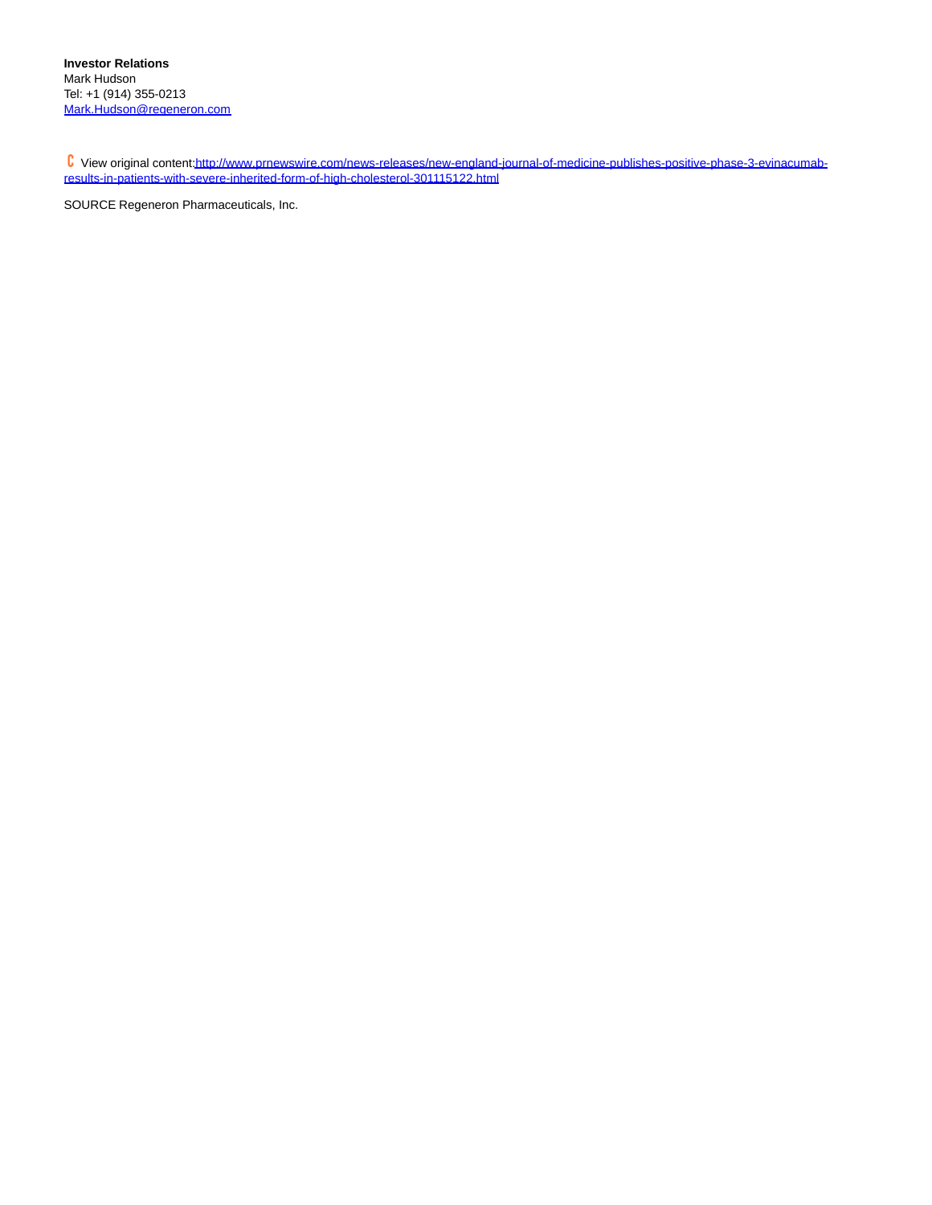**Investor Relations**
Mark Hudson
Tel: +1 (914) 355-0213
[Mark.Hudson@regeneron.com](mailto:Mark.Hudson@regeneron.com)

View original content:[http://www.prnewswire.com/news-releases/new-england-journal-of-medicine-publishes-positive-phase-3-evinacumab-results-in-patients-with-severe-inherited-form-of-high-cholesterol-301115122.html](http://www.prnewswire.com/news-releases/new-england-journal-of-medicine-publishes-positive-phase-3-evinacumab-results-in-patients-with-severe-inherited-form-of-high-cholesterol-301115122.html)

SOURCE Regeneron Pharmaceuticals, Inc.